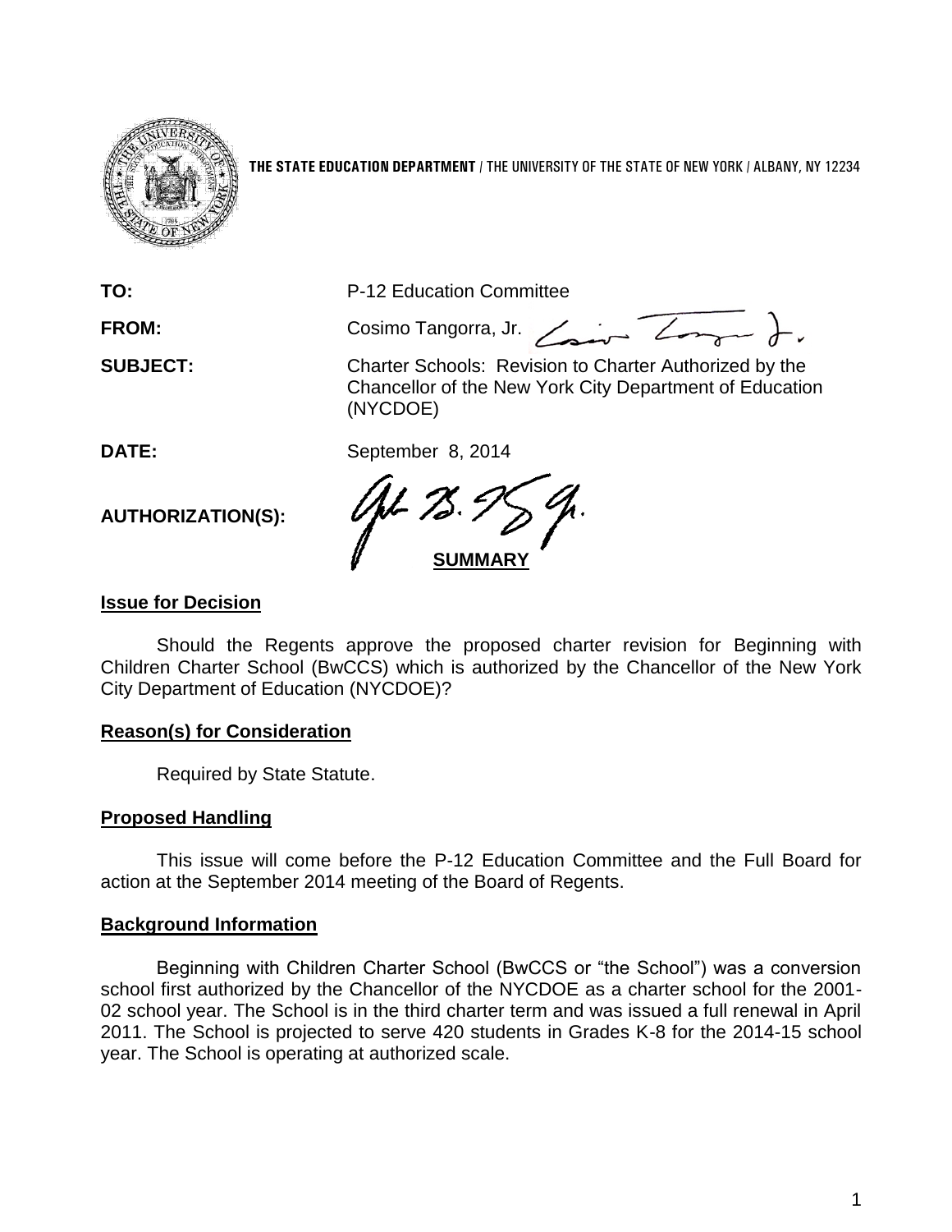**THE STATE EDUCATION DEPARTMENT** / THE UNIVERSITY OF THE STATE OF NEW YORK / ALBANY, NY 12234

**TO:** P-12 Education Committee

**FROM:** Cosimo Tangorra, Jr.

**SUBJECT:** Charter Schools: Revision to Charter Authorized by the Chancellor of the New York City Department of Education (NYCDOE)

**DATE:** September 8, 2014

**AUTHORIZATION(S):**

## SUMMARY

### Issue for Decision

Should the Regents approve the proposed charter revision for Beginning with Children Charter School (BwCCS) which is authorized by the Chancellor of the New York City Department of Education (NYCDOE)?

### Reason(s) for Consideration

Required by State Statute.

### Proposed Handling

This issue will come before the P-12 Education Committee and the Full Board for action at the September 2014 meeting of the Board of Regents.

### Background Information

Beginning with Children Charter School (BwCCS or "the School") was a conversion school first authorized by the Chancellor of the NYCDOE as a charter school for the 2001-02 school year. The School is in the third charter term and was issued a full renewal in April 2011. The School is projected to serve 420 students in Grades K-8 for the 2014-15 school year. The School is operating at authorized scale.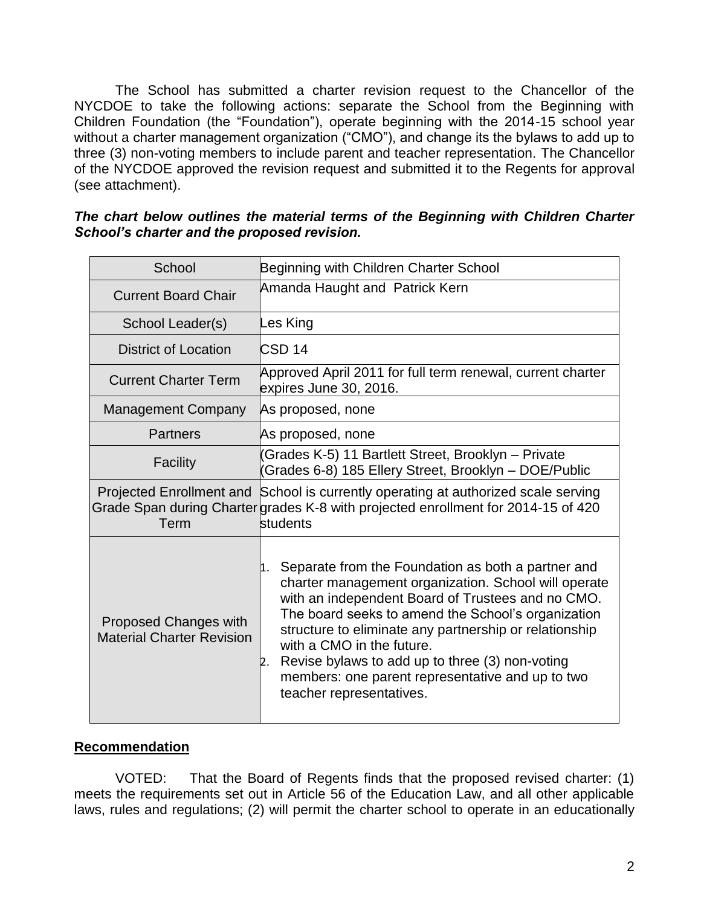The School has submitted a charter revision request to the Chancellor of the NYCDOE to take the following actions: separate the School from the Beginning with Children Foundation (the "Foundation"), operate beginning with the 2014-15 school year without a charter management organization ("CMO"), and change its the bylaws to add up to three (3) non-voting members to include parent and teacher representation. The Chancellor of the NYCDOE approved the revision request and submitted it to the Regents for approval (see attachment).

***The chart below outlines the material terms of the Beginning with Children Charter School's charter and the proposed revision.***

| School | Beginning with Children Charter School |
|---|---|
| Current Board Chair | Amanda Haught and Patrick Kern |
| School Leader(s) | Les King |
| District of Location | CSD 14 |
| Current Charter Term | Approved April 2011 for full term renewal, current charter expires June 30, 2016. |
| Management Company | As proposed, none |
| Partners | As proposed, none |
| Facility | (Grades K-5) 11 Bartlett Street, Brooklyn – Private<br>(Grades 6-8) 185 Ellery Street, Brooklyn – DOE/Public |
| Projected Enrollment and Grade Span during Charter Term | School is currently operating at authorized scale serving grades K-8 with projected enrollment for 2014-15 of 420 students |
| Proposed Changes with Material Charter Revision | 1. Separate from the Foundation as both a partner and charter management organization. School will operate with an independent Board of Trustees and no CMO. The board seeks to amend the School's organization structure to eliminate any partnership or relationship with a CMO in the future.<br>2. Revise bylaws to add up to three (3) non-voting members: one parent representative and up to two teacher representatives. |

**Recommendation**

VOTED: That the Board of Regents finds that the proposed revised charter: (1) meets the requirements set out in Article 56 of the Education Law, and all other applicable laws, rules and regulations; (2) will permit the charter school to operate in an educationally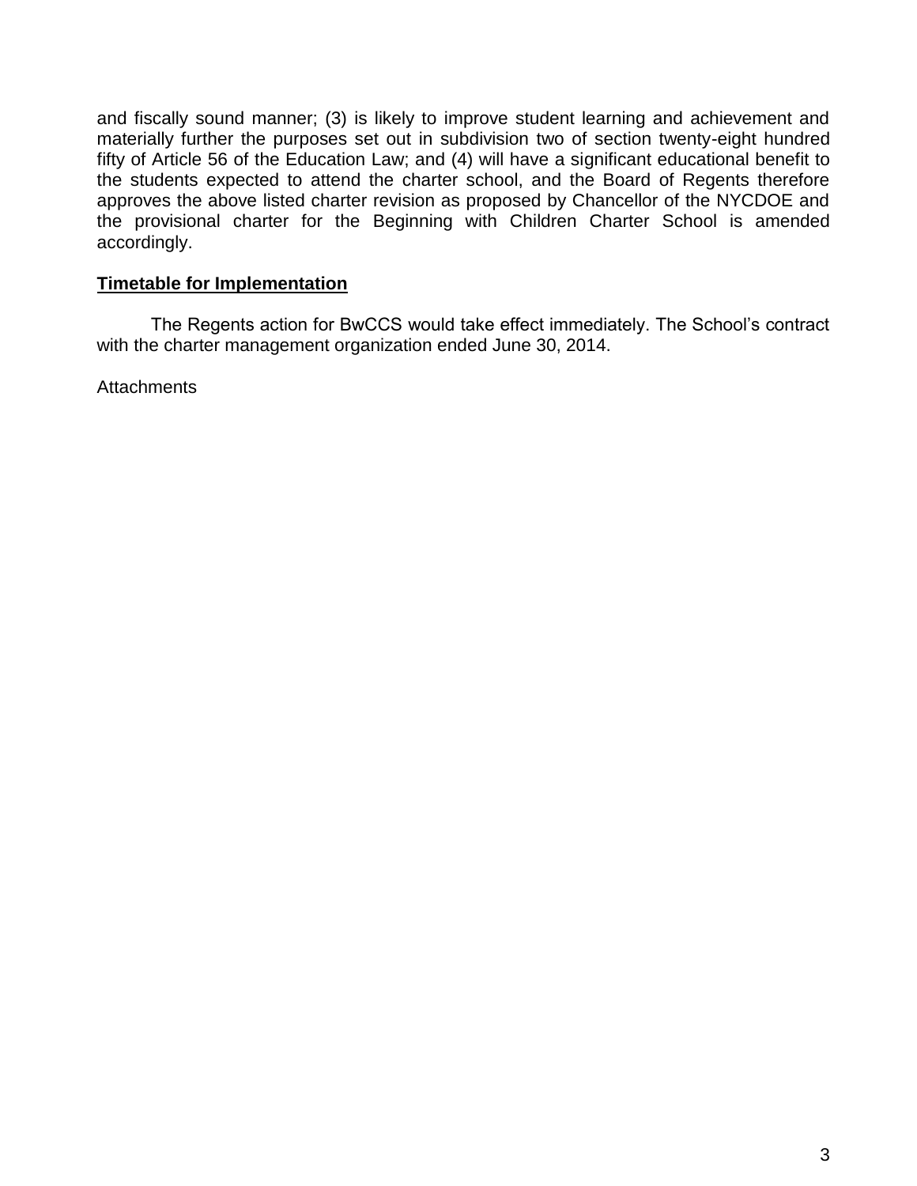and fiscally sound manner; (3) is likely to improve student learning and achievement and materially further the purposes set out in subdivision two of section twenty-eight hundred fifty of Article 56 of the Education Law; and (4) will have a significant educational benefit to the students expected to attend the charter school, and the Board of Regents therefore approves the above listed charter revision as proposed by Chancellor of the NYCDOE and the provisional charter for the Beginning with Children Charter School is amended accordingly.

**Timetable for Implementation**

The Regents action for BwCCS would take effect immediately. The School's contract with the charter management organization ended June 30, 2014.

Attachments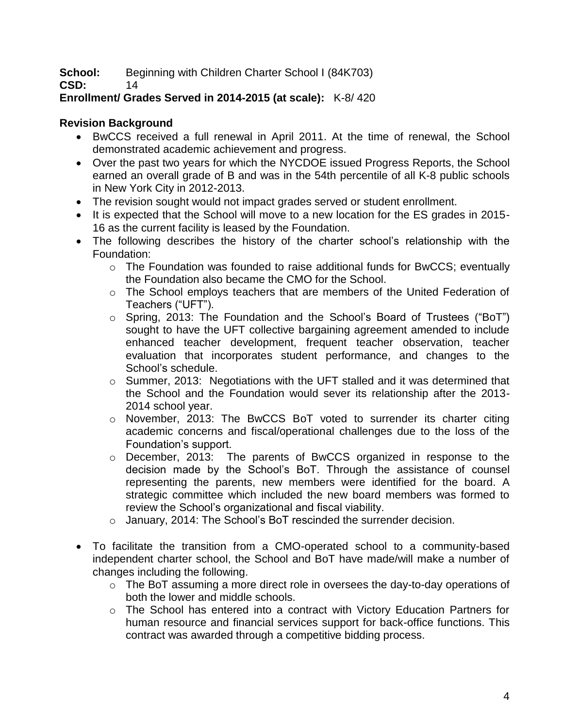**School:** Beginning with Children Charter School I (84K703)
**CSD:** 14
**Enrollment/ Grades Served in 2014-2015 (at scale):** K-8/ 420

**Revision Background**

- BwCCS received a full renewal in April 2011. At the time of renewal, the School demonstrated academic achievement and progress.
- Over the past two years for which the NYCDOE issued Progress Reports, the School earned an overall grade of B and was in the 54th percentile of all K-8 public schools in New York City in 2012-2013.
- The revision sought would not impact grades served or student enrollment.
- It is expected that the School will move to a new location for the ES grades in 2015-16 as the current facility is leased by the Foundation.
- The following describes the history of the charter school's relationship with the Foundation:
    - The Foundation was founded to raise additional funds for BwCCS; eventually the Foundation also became the CMO for the School.
    - The School employs teachers that are members of the United Federation of Teachers ("UFT").
    - Spring, 2013: The Foundation and the School's Board of Trustees ("BoT") sought to have the UFT collective bargaining agreement amended to include enhanced teacher development, frequent teacher observation, teacher evaluation that incorporates student performance, and changes to the School's schedule.
    - Summer, 2013: Negotiations with the UFT stalled and it was determined that the School and the Foundation would sever its relationship after the 2013-2014 school year.
    - November, 2013: The BwCCS BoT voted to surrender its charter citing academic concerns and fiscal/operational challenges due to the loss of the Foundation's support.
    - December, 2013: The parents of BwCCS organized in response to the decision made by the School's BoT. Through the assistance of counsel representing the parents, new members were identified for the board. A strategic committee which included the new board members was formed to review the School's organizational and fiscal viability.
    - January, 2014: The School's BoT rescinded the surrender decision.

- To facilitate the transition from a CMO-operated school to a community-based independent charter school, the School and BoT have made/will make a number of changes including the following.
    - The BoT assuming a more direct role in oversees the day-to-day operations of both the lower and middle schools.
    - The School has entered into a contract with Victory Education Partners for human resource and financial services support for back-office functions. This contract was awarded through a competitive bidding process.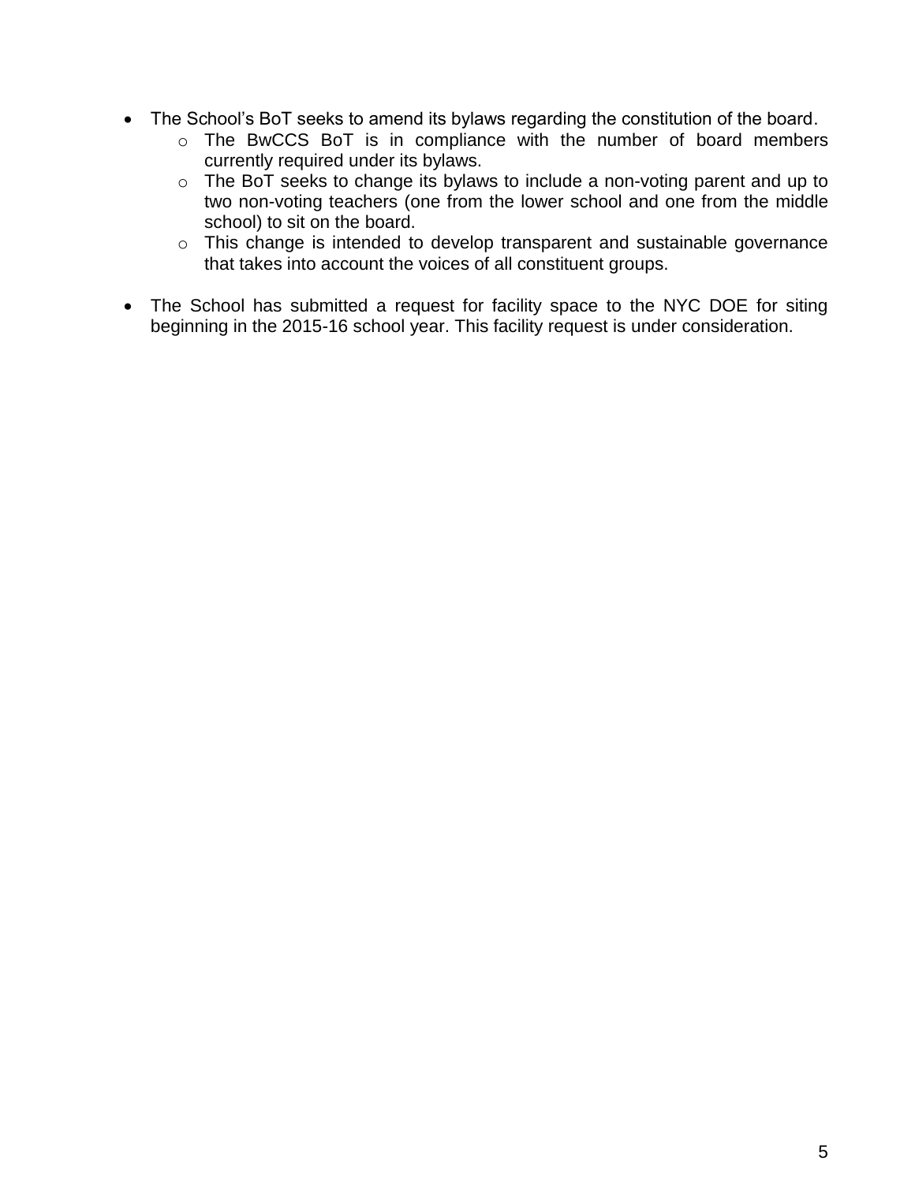- The School's BoT seeks to amend its bylaws regarding the constitution of the board.
  - The BwCCS BoT is in compliance with the number of board members currently required under its bylaws.
  - The BoT seeks to change its bylaws to include a non-voting parent and up to two non-voting teachers (one from the lower school and one from the middle school) to sit on the board.
  - This change is intended to develop transparent and sustainable governance that takes into account the voices of all constituent groups.

- The School has submitted a request for facility space to the NYC DOE for siting beginning in the 2015-16 school year. This facility request is under consideration.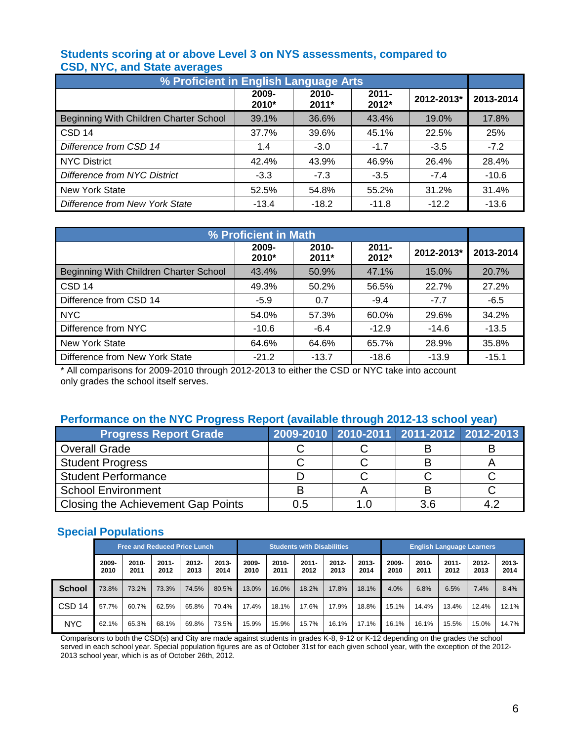## Students scoring at or above Level 3 on NYS assessments, compared to CSD, NYC, and State averages

| % Proficient in English Language Arts | | | | | |
|---|---|---|---|---|---|
| | 2009-2010* | 2010-2011* | 2011-2012* | 2012-2013* | 2013-2014 |
| Beginning With Children Charter School | 39.1% | 36.6% | 43.4% | 19.0% | 17.8% |
| CSD 14 | 37.7% | 39.6% | 45.1% | 22.5% | 25% |
| *Difference from CSD 14* | 1.4 | -3.0 | -1.7 | -3.5 | -7.2 |
| NYC District | 42.4% | 43.9% | 46.9% | 26.4% | 28.4% |
| *Difference from NYC District* | -3.3 | -7.3 | -3.5 | -7.4 | -10.6 |
| New York State | 52.5% | 54.8% | 55.2% | 31.2% | 31.4% |
| *Difference from New York State* | -13.4 | -18.2 | -11.8 | -12.2 | -13.6 |

| % Proficient in Math | | | | | |
|---|---|---|---|---|---|
| | 2009-2010* | 2010-2011* | 2011-2012* | 2012-2013* | 2013-2014 |
| Beginning With Children Charter School | 43.4% | 50.9% | 47.1% | 15.0% | 20.7% |
| CSD 14 | 49.3% | 50.2% | 56.5% | 22.7% | 27.2% |
| Difference from CSD 14 | -5.9 | 0.7 | -9.4 | -7.7 | -6.5 |
| NYC | 54.0% | 57.3% | 60.0% | 29.6% | 34.2% |
| Difference from NYC | -10.6 | -6.4 | -12.9 | -14.6 | -13.5 |
| New York State | 64.6% | 64.6% | 65.7% | 28.9% | 35.8% |
| Difference from New York State | -21.2 | -13.7 | -18.6 | -13.9 | -15.1 |

* All comparisons for 2009-2010 through 2012-2013 to either the CSD or NYC take into account only grades the school itself serves.

## Performance on the NYC Progress Report (available through 2012-13 school year)

| Progress Report Grade | 2009-2010 | 2010-2011 | 2011-2012 | 2012-2013 |
|---|---|---|---|---|
| Overall Grade | C | C | B | B |
| Student Progress | C | C | B | A |
| Student Performance | D | C | C | C |
| School Environment | B | A | B | C |
| Closing the Achievement Gap Points | 0.5 | 1.0 | 3.6 | 4.2 |

## Special Populations

| | Free and Reduced Price Lunch | | | | | Students with Disabilities | | | | | English Language Learners | | | | |
|---|---|---|---|---|---|---|---|---|---|---|---|---|---|---|---|
| | 2009-2010 | 2010-2011 | 2011-2012 | 2012-2013 | 2013-2014 | 2009-2010 | 2010-2011 | 2011-2012 | 2012-2013 | 2013-2014 | 2009-2010 | 2010-2011 | 2011-2012 | 2012-2013 | 2013-2014 |
| **School** | 73.8% | 73.2% | 73.3% | 74.5% | 80.5% | 13.0% | 16.0% | 18.2% | 17.8% | 18.1% | 4.0% | 6.8% | 6.5% | 7.4% | 8.4% |
| CSD 14 | 57.7% | 60.7% | 62.5% | 65.8% | 70.4% | 17.4% | 18.1% | 17.6% | 17.9% | 18.8% | 15.1% | 14.4% | 13.4% | 12.4% | 12.1% |
| NYC | 62.1% | 65.3% | 68.1% | 69.8% | 73.5% | 15.9% | 15.9% | 15.7% | 16.1% | 17.1% | 16.1% | 16.1% | 15.5% | 15.0% | 14.7% |

Comparisons to both the CSD(s) and City are made against students in grades K-8, 9-12 or K-12 depending on the grades the school served in each school year. Special population figures are as of October 31st for each given school year, with the exception of the 2012-2013 school year, which is as of October 26th, 2012.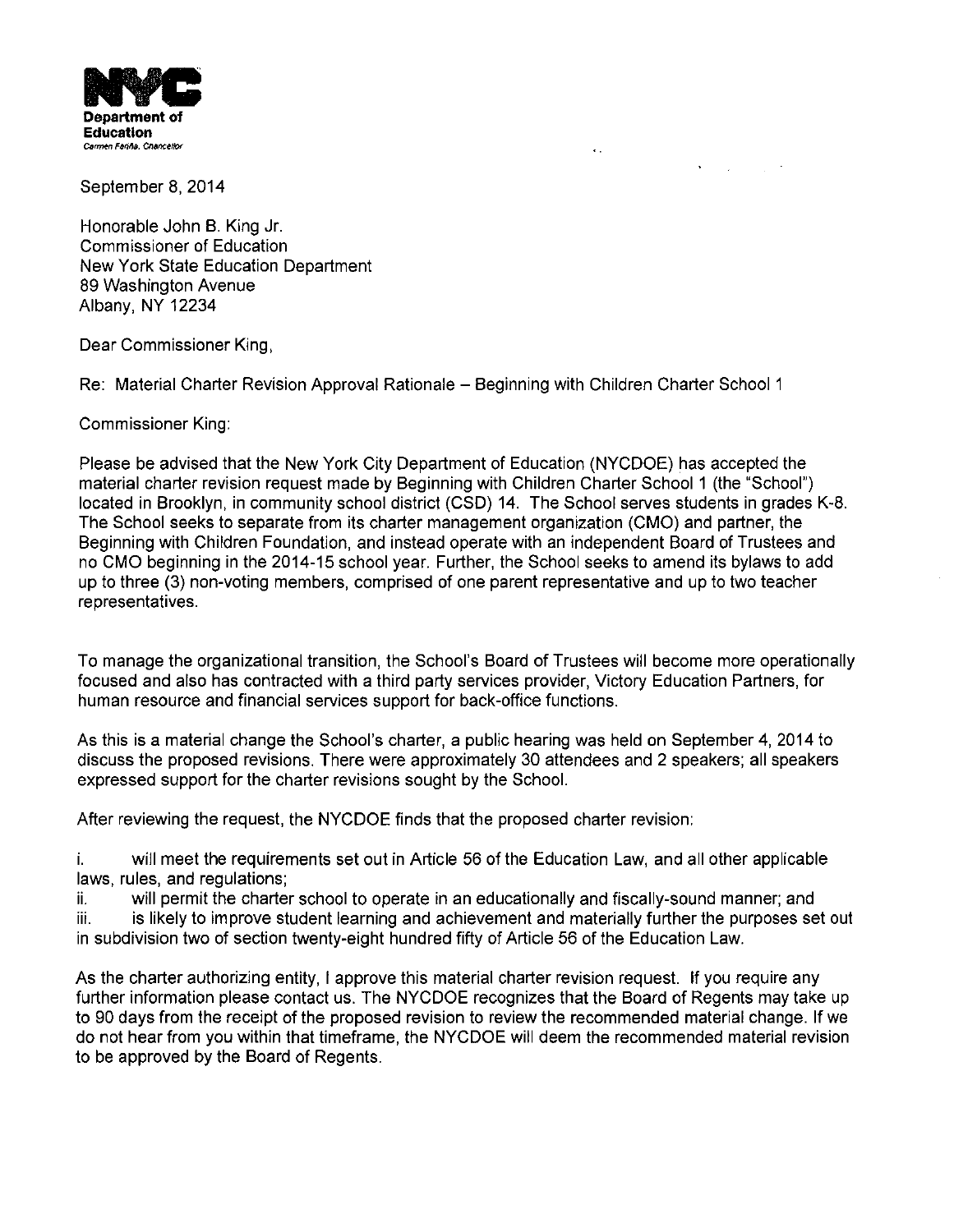**NYC Department of Education**
Carmen Fariña, Chancellor

September 8, 2014

Honorable John B. King Jr.
Commissioner of Education
New York State Education Department
89 Washington Avenue
Albany, NY 12234

Dear Commissioner King,

Re: Material Charter Revision Approval Rationale – Beginning with Children Charter School 1

Commissioner King:

Please be advised that the New York City Department of Education (NYCDOE) has accepted the material charter revision request made by Beginning with Children Charter School 1 (the "School") located in Brooklyn, in community school district (CSD) 14. The School serves students in grades K-8. The School seeks to separate from its charter management organization (CMO) and partner, the Beginning with Children Foundation, and instead operate with an independent Board of Trustees and no CMO beginning in the 2014-15 school year. Further, the School seeks to amend its bylaws to add up to three (3) non-voting members, comprised of one parent representative and up to two teacher representatives.

To manage the organizational transition, the School's Board of Trustees will become more operationally focused and also has contracted with a third party services provider, Victory Education Partners, for human resource and financial services support for back-office functions.

As this is a material change the School's charter, a public hearing was held on September 4, 2014 to discuss the proposed revisions. There were approximately 30 attendees and 2 speakers; all speakers expressed support for the charter revisions sought by the School.

After reviewing the request, the NYCDOE finds that the proposed charter revision:

i. will meet the requirements set out in Article 56 of the Education Law, and all other applicable laws, rules, and regulations;
ii. will permit the charter school to operate in an educationally and fiscally-sound manner; and
iii. is likely to improve student learning and achievement and materially further the purposes set out in subdivision two of section twenty-eight hundred fifty of Article 56 of the Education Law.

As the charter authorizing entity, I approve this material charter revision request. If you require any further information please contact us. The NYCDOE recognizes that the Board of Regents may take up to 90 days from the receipt of the proposed revision to review the recommended material change. If we do not hear from you within that timeframe, the NYCDOE will deem the recommended material revision to be approved by the Board of Regents.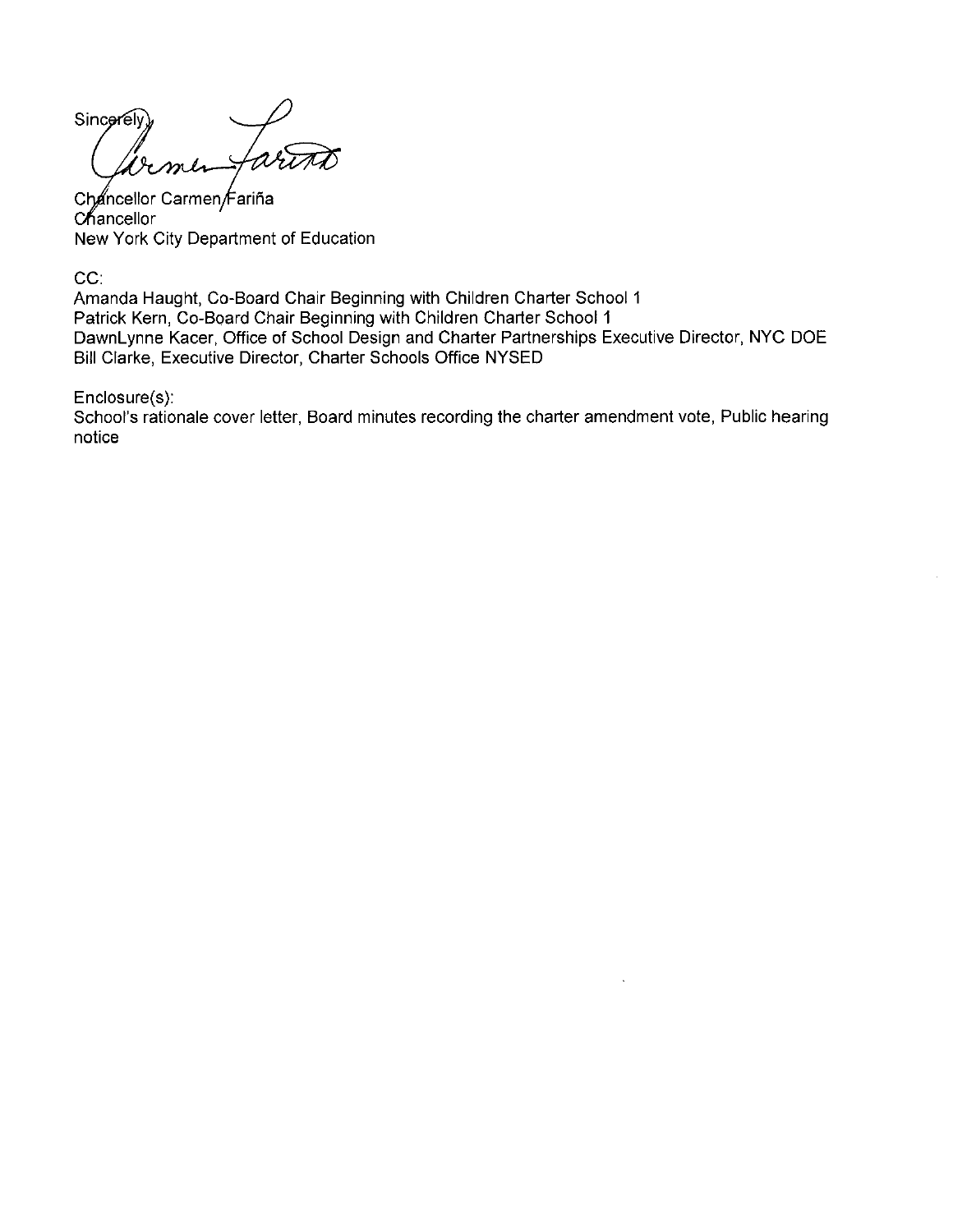Sincerely,

Chancellor Carmen Fariña
Chancellor
New York City Department of Education

CC:
Amanda Haught, Co-Board Chair Beginning with Children Charter School 1
Patrick Kern, Co-Board Chair Beginning with Children Charter School 1
DawnLynne Kacer, Office of School Design and Charter Partnerships Executive Director, NYC DOE
Bill Clarke, Executive Director, Charter Schools Office NYSED

Enclosure(s):
School's rationale cover letter, Board minutes recording the charter amendment vote, Public hearing notice